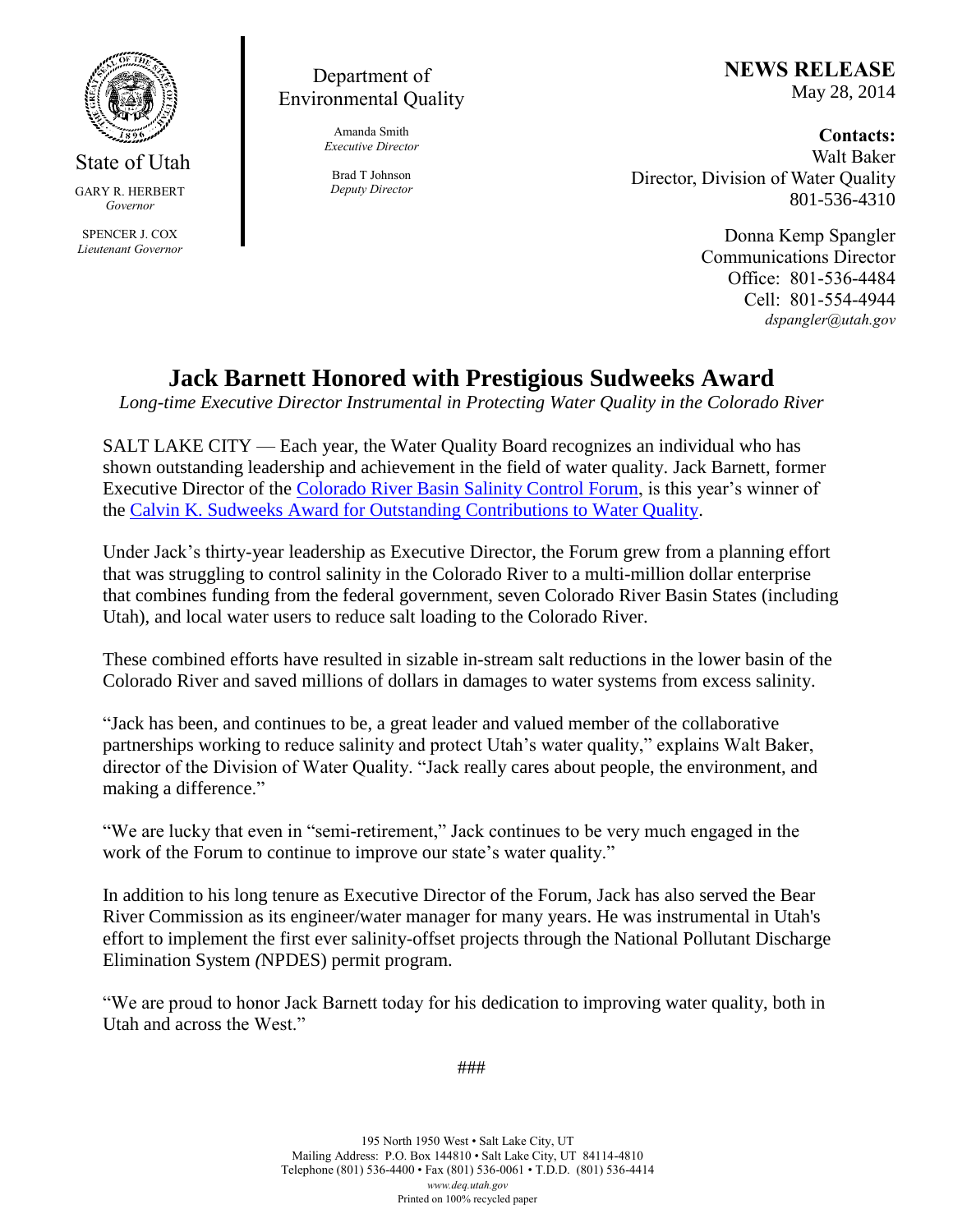State of Utah

GARY R. HERBERT
*Governor*

SPENCER J. COX
*Lieutenant Governor*

Department of Environmental Quality

Amanda Smith
*Executive Director*

Brad T Johnson
*Deputy Director*

**NEWS RELEASE**
May 28, 2014

**Contacts:**
Walt Baker
Director, Division of Water Quality
801-536-4310

Donna Kemp Spangler
Communications Director
Office: 801-536-4484
Cell: 801-554-4944
*dspangler@utah.gov*

# Jack Barnett Honored with Prestigious Sudweeks Award

*Long-time Executive Director Instrumental in Protecting Water Quality in the Colorado River*

SALT LAKE CITY — Each year, the Water Quality Board recognizes an individual who has shown outstanding leadership and achievement in the field of water quality. Jack Barnett, former Executive Director of the Colorado River Basin Salinity Control Forum, is this year's winner of the Calvin K. Sudweeks Award for Outstanding Contributions to Water Quality.

Under Jack's thirty-year leadership as Executive Director, the Forum grew from a planning effort that was struggling to control salinity in the Colorado River to a multi-million dollar enterprise that combines funding from the federal government, seven Colorado River Basin States (including Utah), and local water users to reduce salt loading to the Colorado River.

These combined efforts have resulted in sizable in-stream salt reductions in the lower basin of the Colorado River and saved millions of dollars in damages to water systems from excess salinity.

"Jack has been, and continues to be, a great leader and valued member of the collaborative partnerships working to reduce salinity and protect Utah's water quality," explains Walt Baker, director of the Division of Water Quality. "Jack really cares about people, the environment, and making a difference."

"We are lucky that even in "semi-retirement," Jack continues to be very much engaged in the work of the Forum to continue to improve our state's water quality."

In addition to his long tenure as Executive Director of the Forum, Jack has also served the Bear River Commission as its engineer/water manager for many years. He was instrumental in Utah's effort to implement the first ever salinity-offset projects through the National Pollutant Discharge Elimination System (NPDES) permit program.

"We are proud to honor Jack Barnett today for his dedication to improving water quality, both in Utah and across the West."

###

195 North 1950 West • Salt Lake City, UT
Mailing Address: P.O. Box 144810 • Salt Lake City, UT 84114-4810
Telephone (801) 536-4400 • Fax (801) 536-0061 • T.D.D. (801) 536-4414
*www.deq.utah.gov*
Printed on 100% recycled paper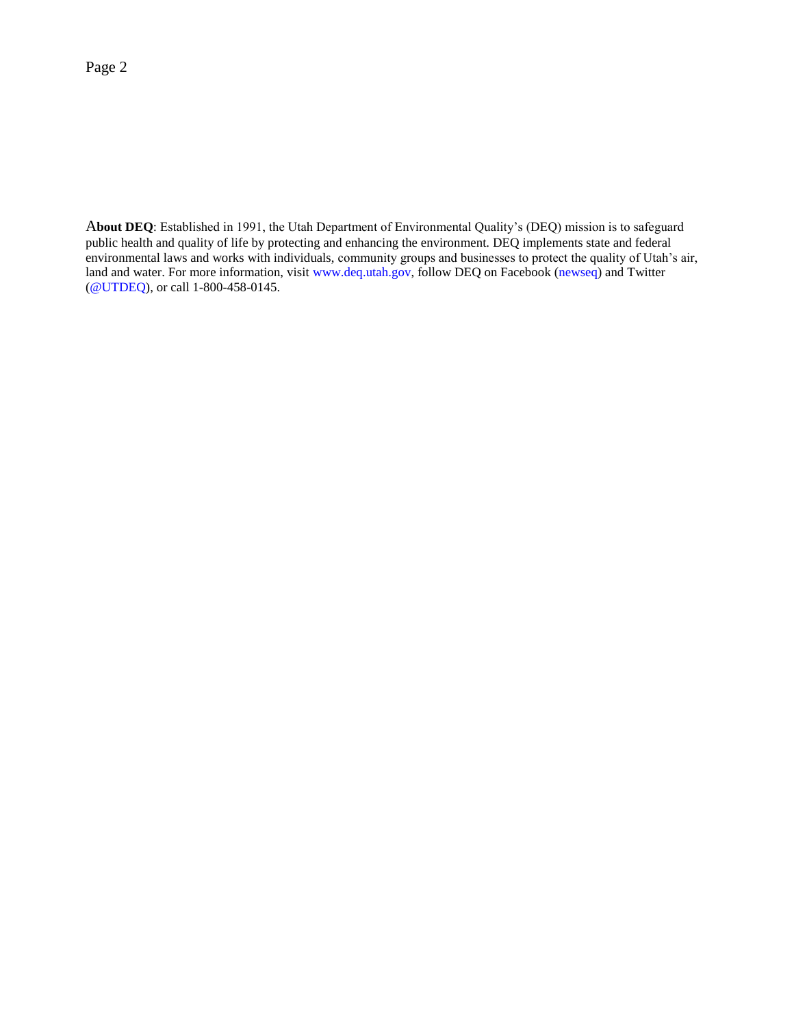**About DEQ**: Established in 1991, the Utah Department of Environmental Quality's (DEQ) mission is to safeguard public health and quality of life by protecting and enhancing the environment. DEQ implements state and federal environmental laws and works with individuals, community groups and businesses to protect the quality of Utah's air, land and water. For more information, visit www.deq.utah.gov, follow DEQ on Facebook (newseq) and Twitter (@UTDEQ), or call 1-800-458-0145.